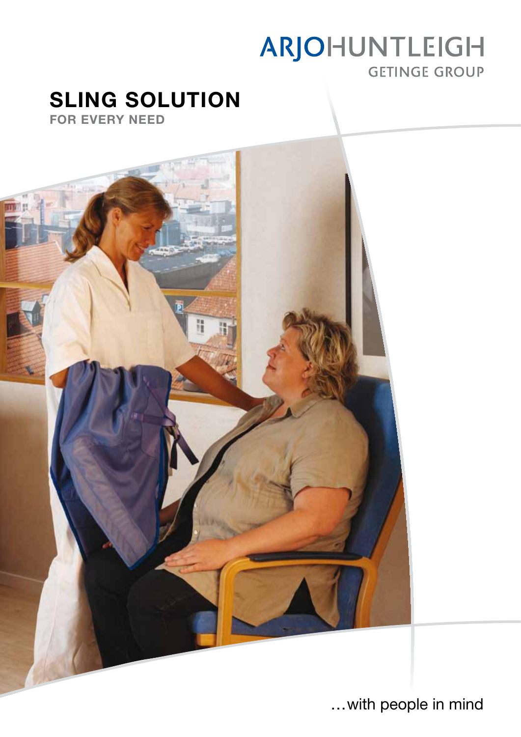ARJOHUNTLEIGH

GETINGE GROUP

# SLING SOLUTION

## FOR EVERY NEED

…with people in mind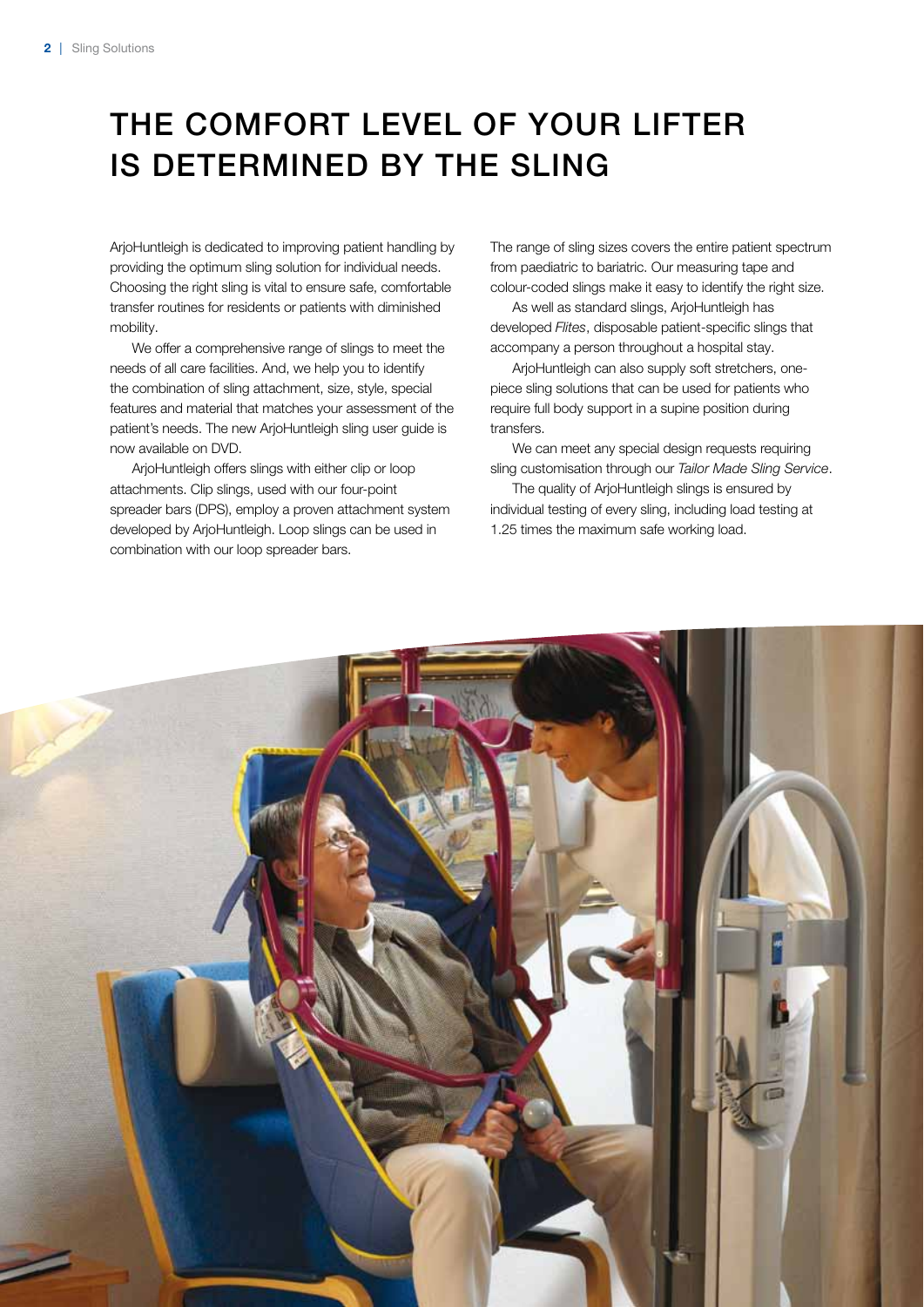# THE COMFORT LEVEL OF YOUR LIFTER IS DETERMINED BY THE SLING

ArjoHuntleigh is dedicated to improving patient handling by providing the optimum sling solution for individual needs. Choosing the right sling is vital to ensure safe, comfortable transfer routines for residents or patients with diminished mobility.

We offer a comprehensive range of slings to meet the needs of all care facilities. And, we help you to identify the combination of sling attachment, size, style, special features and material that matches your assessment of the patient's needs. The new ArjoHuntleigh sling user guide is now available on DVD.

ArjoHuntleigh offers slings with either clip or loop attachments. Clip slings, used with our four-point spreader bars (DPS), employ a proven attachment system developed by ArjoHuntleigh. Loop slings can be used in combination with our loop spreader bars.

The range of sling sizes covers the entire patient spectrum from paediatric to bariatric. Our measuring tape and colour-coded slings make it easy to identify the right size.

As well as standard slings, ArjoHuntleigh has developed *Flites*, disposable patient-specific slings that accompany a person throughout a hospital stay.

ArjoHuntleigh can also supply soft stretchers, one-piece sling solutions that can be used for patients who require full body support in a supine position during transfers.

We can meet any special design requests requiring sling customisation through our *Tailor Made Sling Service*.

The quality of ArjoHuntleigh slings is ensured by individual testing of every sling, including load testing at 1.25 times the maximum safe working load.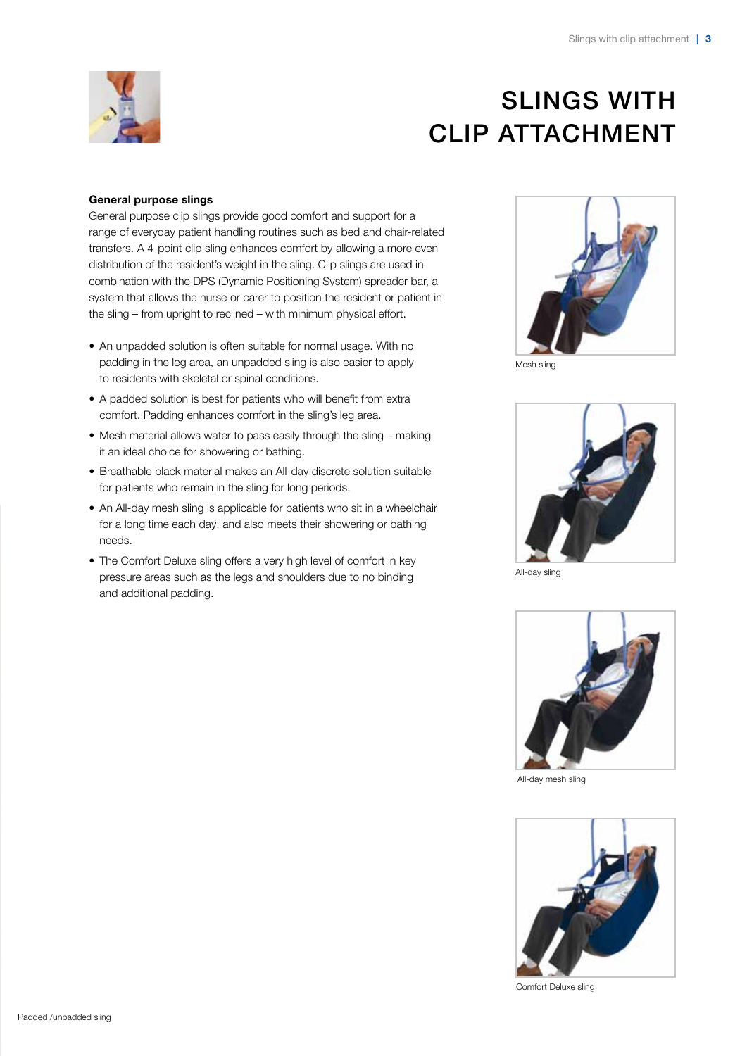# SLINGS WITH CLIP ATTACHMENT

**General purpose slings**

General purpose clip slings provide good comfort and support for a range of everyday patient handling routines such as bed and chair-related transfers. A 4-point clip sling enhances comfort by allowing a more even distribution of the resident's weight in the sling. Clip slings are used in combination with the DPS (Dynamic Positioning System) spreader bar, a system that allows the nurse or carer to position the resident or patient in the sling – from upright to reclined – with minimum physical effort.

- An unpadded solution is often suitable for normal usage. With no padding in the leg area, an unpadded sling is also easier to apply to residents with skeletal or spinal conditions.
- A padded solution is best for patients who will benefit from extra comfort. Padding enhances comfort in the sling's leg area.
- Mesh material allows water to pass easily through the sling – making it an ideal choice for showering or bathing.
- Breathable black material makes an All-day discrete solution suitable for patients who remain in the sling for long periods.
- An All-day mesh sling is applicable for patients who sit in a wheelchair for a long time each day, and also meets their showering or bathing needs.
- The Comfort Deluxe sling offers a very high level of comfort in key pressure areas such as the legs and shoulders due to no binding and additional padding.

Mesh sling

All-day sling

All-day mesh sling

Comfort Deluxe sling

Padded /unpadded sling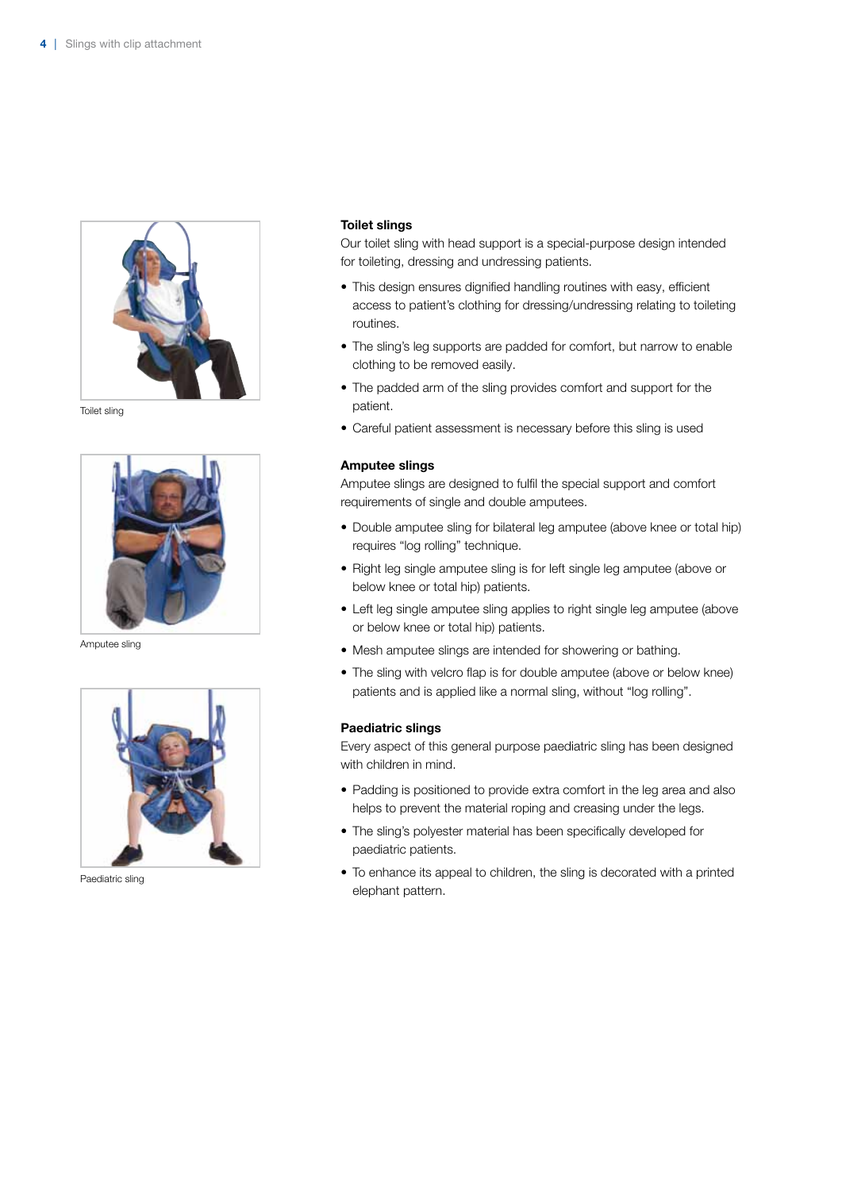Toilet sling

Amputee sling

Paediatric sling

### Toilet slings

Our toilet sling with head support is a special-purpose design intended for toileting, dressing and undressing patients.

- This design ensures dignified handling routines with easy, efficient access to patient's clothing for dressing/undressing relating to toileting routines.
- The sling's leg supports are padded for comfort, but narrow to enable clothing to be removed easily.
- The padded arm of the sling provides comfort and support for the patient.
- Careful patient assessment is necessary before this sling is used

### Amputee slings

Amputee slings are designed to fulfil the special support and comfort requirements of single and double amputees.

- Double amputee sling for bilateral leg amputee (above knee or total hip) requires "log rolling" technique.
- Right leg single amputee sling is for left single leg amputee (above or below knee or total hip) patients.
- Left leg single amputee sling applies to right single leg amputee (above or below knee or total hip) patients.
- Mesh amputee slings are intended for showering or bathing.
- The sling with velcro flap is for double amputee (above or below knee) patients and is applied like a normal sling, without "log rolling".

### Paediatric slings

Every aspect of this general purpose paediatric sling has been designed with children in mind.

- Padding is positioned to provide extra comfort in the leg area and also helps to prevent the material roping and creasing under the legs.
- The sling's polyester material has been specifically developed for paediatric patients.
- To enhance its appeal to children, the sling is decorated with a printed elephant pattern.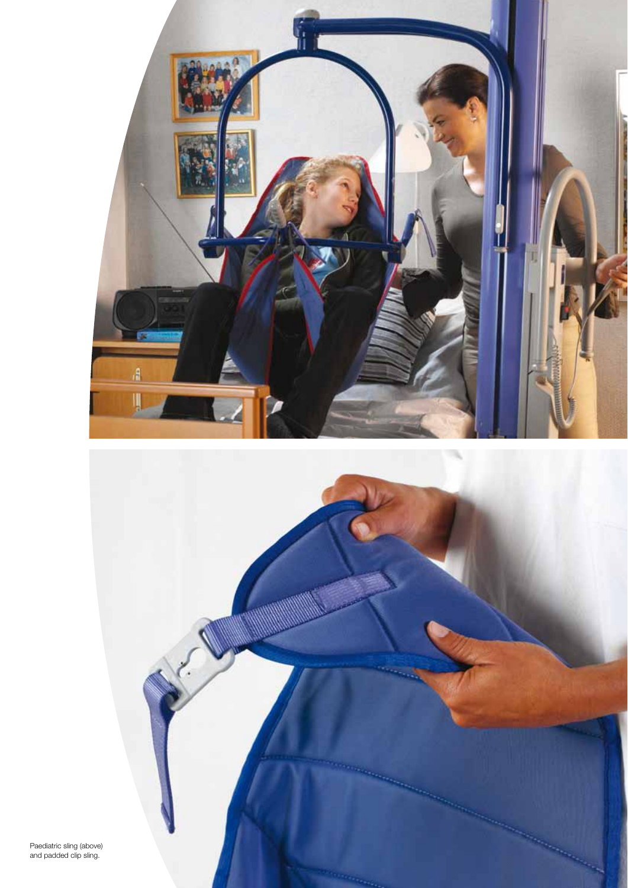Paediatric sling (above) and padded clip sling.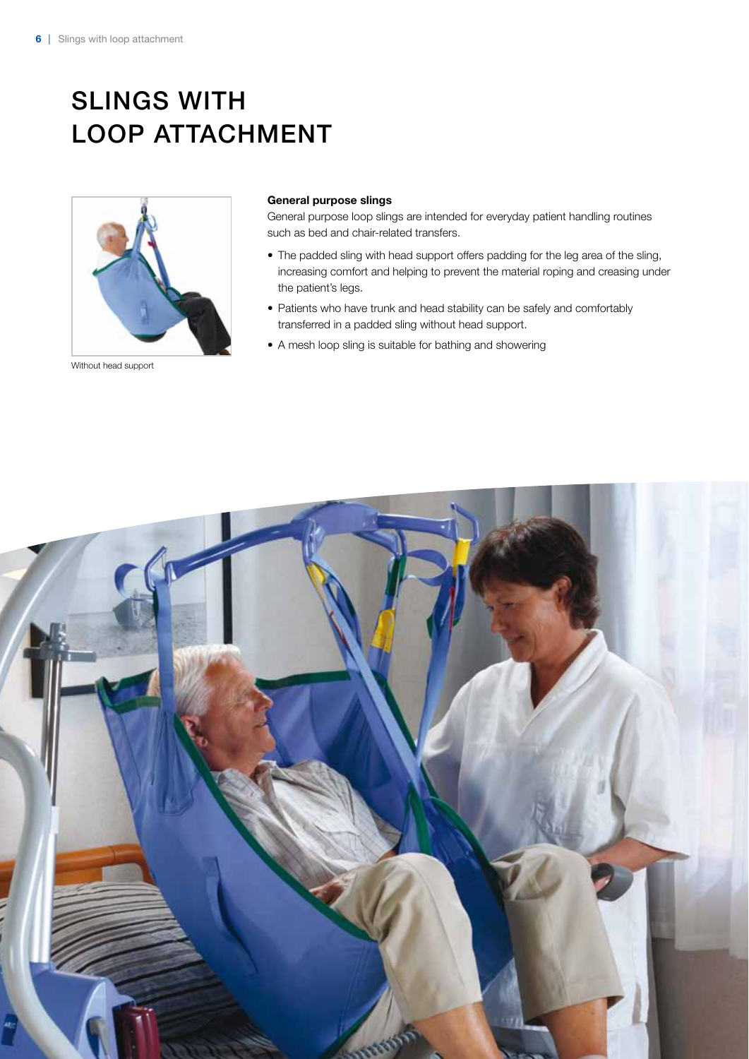# SLINGS WITH LOOP ATTACHMENT

Without head support

**General purpose slings**

General purpose loop slings are intended for everyday patient handling routines such as bed and chair-related transfers.

- The padded sling with head support offers padding for the leg area of the sling, increasing comfort and helping to prevent the material roping and creasing under the patient's legs.
- Patients who have trunk and head stability can be safely and comfortably transferred in a padded sling without head support.
- A mesh loop sling is suitable for bathing and showering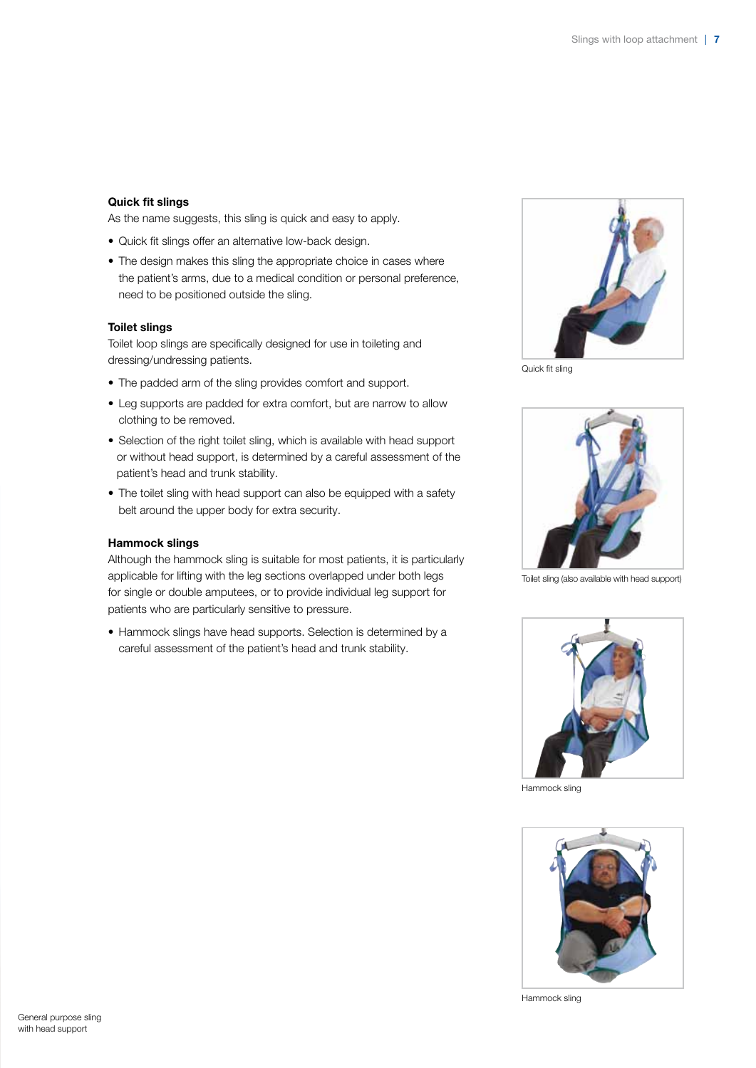### Quick fit slings

As the name suggests, this sling is quick and easy to apply.

- Quick fit slings offer an alternative low-back design.
- The design makes this sling the appropriate choice in cases where the patient's arms, due to a medical condition or personal preference, need to be positioned outside the sling.

### Toilet slings

Toilet loop slings are specifically designed for use in toileting and dressing/undressing patients.

- The padded arm of the sling provides comfort and support.
- Leg supports are padded for extra comfort, but are narrow to allow clothing to be removed.
- Selection of the right toilet sling, which is available with head support or without head support, is determined by a careful assessment of the patient's head and trunk stability.
- The toilet sling with head support can also be equipped with a safety belt around the upper body for extra security.

### Hammock slings

Although the hammock sling is suitable for most patients, it is particularly applicable for lifting with the leg sections overlapped under both legs for single or double amputees, or to provide individual leg support for patients who are particularly sensitive to pressure.

- Hammock slings have head supports. Selection is determined by a careful assessment of the patient's head and trunk stability.

Quick fit sling

Toilet sling (also available with head support)

Hammock sling

Hammock sling

General purpose sling with head support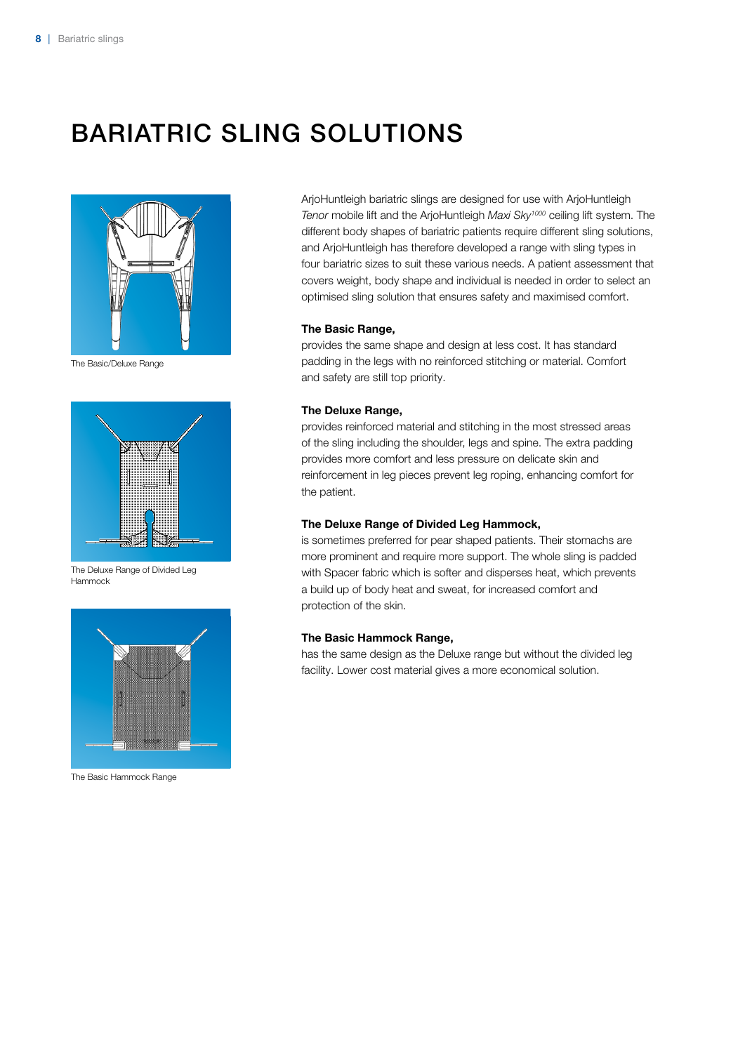# BARIATRIC SLING SOLUTIONS

The Basic/Deluxe Range

The Deluxe Range of Divided Leg Hammock

The Basic Hammock Range

ArjoHuntleigh bariatric slings are designed for use with ArjoHuntleigh *Tenor* mobile lift and the ArjoHuntleigh *Maxi Sky*[1000] ceiling lift system. The different body shapes of bariatric patients require different sling solutions, and ArjoHuntleigh has therefore developed a range with sling types in four bariatric sizes to suit these various needs. A patient assessment that covers weight, body shape and individual is needed in order to select an optimised sling solution that ensures safety and maximised comfort.

**The Basic Range,**
provides the same shape and design at less cost. It has standard padding in the legs with no reinforced stitching or material. Comfort and safety are still top priority.

**The Deluxe Range,**
provides reinforced material and stitching in the most stressed areas of the sling including the shoulder, legs and spine. The extra padding provides more comfort and less pressure on delicate skin and reinforcement in leg pieces prevent leg roping, enhancing comfort for the patient.

**The Deluxe Range of Divided Leg Hammock,**
is sometimes preferred for pear shaped patients. Their stomachs are more prominent and require more support. The whole sling is padded with Spacer fabric which is softer and disperses heat, which prevents a build up of body heat and sweat, for increased comfort and protection of the skin.

**The Basic Hammock Range,**
has the same design as the Deluxe range but without the divided leg facility. Lower cost material gives a more economical solution.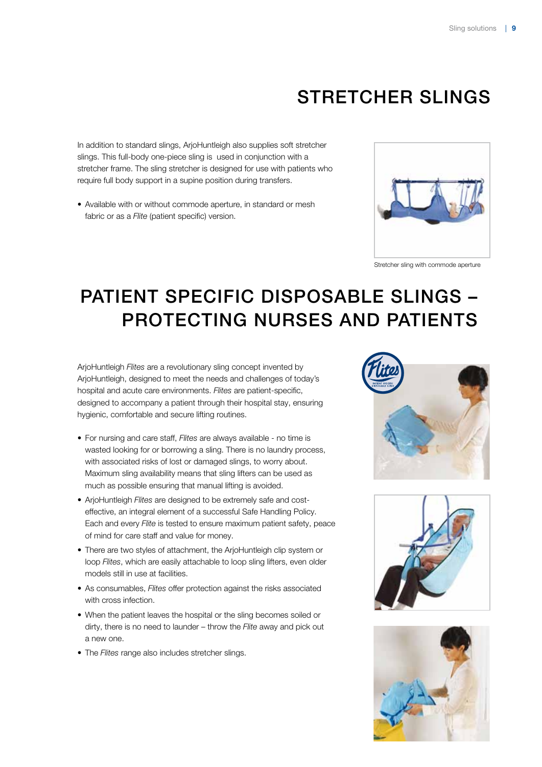# STRETCHER SLINGS

In addition to standard slings, ArjoHuntleigh also supplies soft stretcher slings. This full-body one-piece sling is used in conjunction with a stretcher frame. The sling stretcher is designed for use with patients who require full body support in a supine position during transfers.

- Available with or without commode aperture, in standard or mesh fabric or as a *Flite* (patient specific) version.

Stretcher sling with commode aperture

# PATIENT SPECIFIC DISPOSABLE SLINGS – PROTECTING NURSES AND PATIENTS

ArjoHuntleigh *Flites* are a revolutionary sling concept invented by ArjoHuntleigh, designed to meet the needs and challenges of today's hospital and acute care environments. *Flites* are patient-specific, designed to accompany a patient through their hospital stay, ensuring hygienic, comfortable and secure lifting routines.

- For nursing and care staff, *Flites* are always available - no time is wasted looking for or borrowing a sling. There is no laundry process, with associated risks of lost or damaged slings, to worry about. Maximum sling availability means that sling lifters can be used as much as possible ensuring that manual lifting is avoided.
- ArjoHuntleigh *Flites* are designed to be extremely safe and cost-effective, an integral element of a successful Safe Handling Policy. Each and every *Flite* is tested to ensure maximum patient safety, peace of mind for care staff and value for money.
- There are two styles of attachment, the ArjoHuntleigh clip system or loop *Flites*, which are easily attachable to loop sling lifters, even older models still in use at facilities.
- As consumables, *Flites* offer protection against the risks associated with cross infection.
- When the patient leaves the hospital or the sling becomes soiled or dirty, there is no need to launder – throw the *Flite* away and pick out a new one.
- The *Flites* range also includes stretcher slings.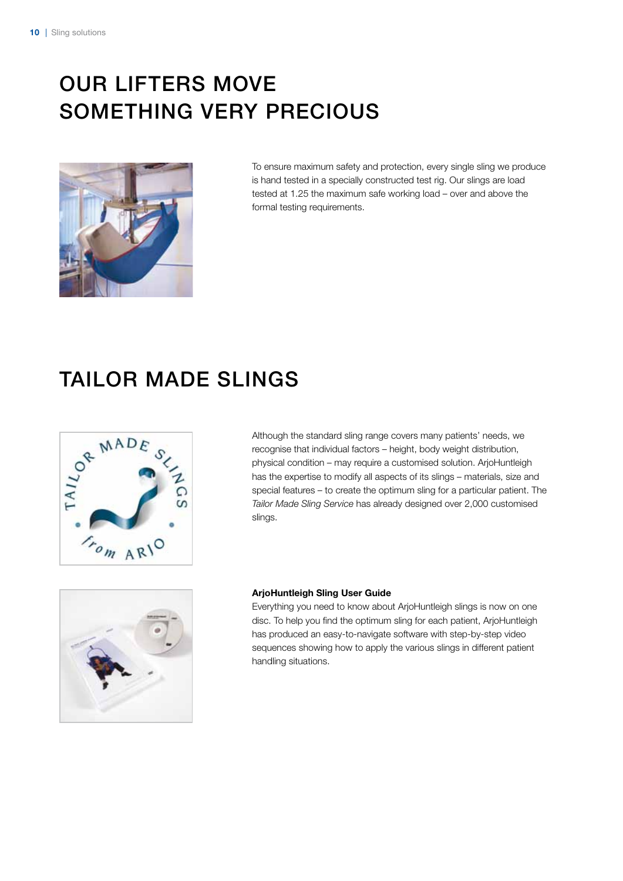# OUR LIFTERS MOVE SOMETHING VERY PRECIOUS

To ensure maximum safety and protection, every single sling we produce is hand tested in a specially constructed test rig. Our slings are load tested at 1.25 the maximum safe working load – over and above the formal testing requirements.

# TAILOR MADE SLINGS

Although the standard sling range covers many patients' needs, we recognise that individual factors – height, body weight distribution, physical condition – may require a customised solution. ArjoHuntleigh has the expertise to modify all aspects of its slings – materials, size and special features – to create the optimum sling for a particular patient. The *Tailor Made Sling Service* has already designed over 2,000 customised slings.

**ArjoHuntleigh Sling User Guide**

Everything you need to know about ArjoHuntleigh slings is now on one disc. To help you find the optimum sling for each patient, ArjoHuntleigh has produced an easy-to-navigate software with step-by-step video sequences showing how to apply the various slings in different patient handling situations.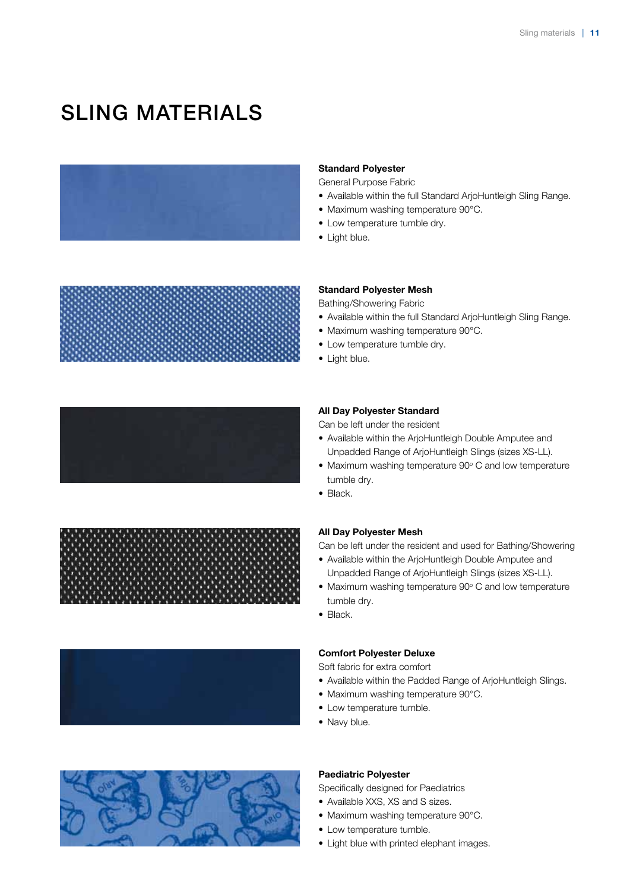# SLING MATERIALS

**Standard Polyester**

General Purpose Fabric

- Available within the full Standard ArjoHuntleigh Sling Range.
- Maximum washing temperature 90°C.
- Low temperature tumble dry.
- Light blue.

**Standard Polyester Mesh**

Bathing/Showering Fabric

- Available within the full Standard ArjoHuntleigh Sling Range.
- Maximum washing temperature 90°C.
- Low temperature tumble dry.
- Light blue.

**All Day Polyester Standard**

Can be left under the resident

- Available within the ArjoHuntleigh Double Amputee and Unpadded Range of ArjoHuntleigh Slings (sizes XS-LL).
- Maximum washing temperature 90° C and low temperature tumble dry.
- Black.

**All Day Polyester Mesh**

Can be left under the resident and used for Bathing/Showering

- Available within the ArjoHuntleigh Double Amputee and Unpadded Range of ArjoHuntleigh Slings (sizes XS-LL).
- Maximum washing temperature 90° C and low temperature tumble dry.
- Black.

**Comfort Polyester Deluxe**

Soft fabric for extra comfort

- Available within the Padded Range of ArjoHuntleigh Slings.
- Maximum washing temperature 90°C.
- Low temperature tumble.
- Navy blue.

**Paediatric Polyester**

Specifically designed for Paediatrics

- Available XXS, XS and S sizes.
- Maximum washing temperature 90°C.
- Low temperature tumble.
- Light blue with printed elephant images.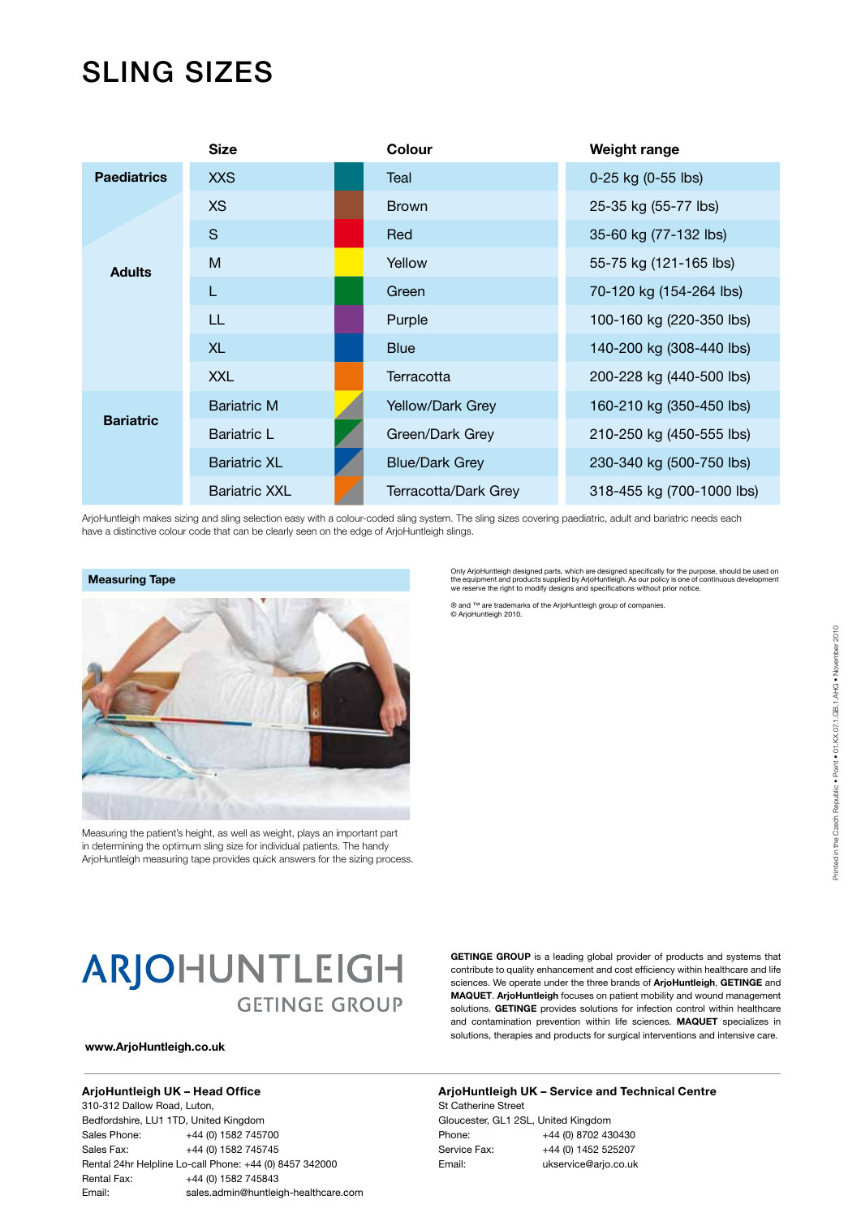# SLING SIZES

| | Size | Colour | Weight range |
|---|---|---|---|
| Paediatrics | XXS | Teal | 0-25 kg (0-55 lbs) |
| | XS | Brown | 25-35 kg (55-77 lbs) |
| Adults | S | Red | 35-60 kg (77-132 lbs) |
| | M | Yellow | 55-75 kg (121-165 lbs) |
| | L | Green | 70-120 kg (154-264 lbs) |
| | LL | Purple | 100-160 kg (220-350 lbs) |
| | XL | Blue | 140-200 kg (308-440 lbs) |
| | XXL | Terracotta | 200-228 kg (440-500 lbs) |
| Bariatric | Bariatric M | Yellow/Dark Grey | 160-210 kg (350-450 lbs) |
| | Bariatric L | Green/Dark Grey | 210-250 kg (450-555 lbs) |
| | Bariatric XL | Blue/Dark Grey | 230-340 kg (500-750 lbs) |
| | Bariatric XXL | Terracotta/Dark Grey | 318-455 kg (700-1000 lbs) |

ArjoHuntleigh makes sizing and sling selection easy with a colour-coded sling system. The sling sizes covering paediatric, adult and bariatric needs each have a distinctive colour code that can be clearly seen on the edge of ArjoHuntleigh slings.

**Measuring Tape**

Measuring the patient's height, as well as weight, plays an important part in determining the optimum sling size for individual patients. The handy ArjoHuntleigh measuring tape provides quick answers for the sizing process.

Only ArjoHuntleigh designed parts, which are designed specifically for the purpose, should be used on the equipment and products supplied by ArjoHuntleigh. As our policy is one of continuous development we reserve the right to modify designs and specifications without prior notice.

® and ™ are trademarks of the ArjoHuntleigh group of companies.
© ArjoHuntleigh 2010.

Printed in the Czech Republic • Point • 01.KX.07.1.GB.1.AHG • November 2010

ARJOHUNTLEIGH
GETINGE GROUP

**www.ArjoHuntleigh.co.uk**

**GETINGE GROUP** is a leading global provider of products and systems that contribute to quality enhancement and cost efficiency within healthcare and life sciences. We operate under the three brands of **ArjoHuntleigh**, **GETINGE** and **MAQUET**. **ArjoHuntleigh** focuses on patient mobility and wound management solutions. **GETINGE** provides solutions for infection control within healthcare and contamination prevention within life sciences. **MAQUET** specializes in solutions, therapies and products for surgical interventions and intensive care.

**ArjoHuntleigh UK – Head Office**
310-312 Dallow Road, Luton,
Bedfordshire, LU1 1TD, United Kingdom
Sales Phone: +44 (0) 1582 745700
Sales Fax: +44 (0) 1582 745745
Rental 24hr Helpline Lo-call Phone: +44 (0) 8457 342000
Rental Fax: +44 (0) 1582 745843
Email: sales.admin@huntleigh-healthcare.com

**ArjoHuntleigh UK – Service and Technical Centre**
St Catherine Street
Gloucester, GL1 2SL, United Kingdom
Phone: +44 (0) 8702 430430
Service Fax: +44 (0) 1452 525207
Email: ukservice@arjo.co.uk